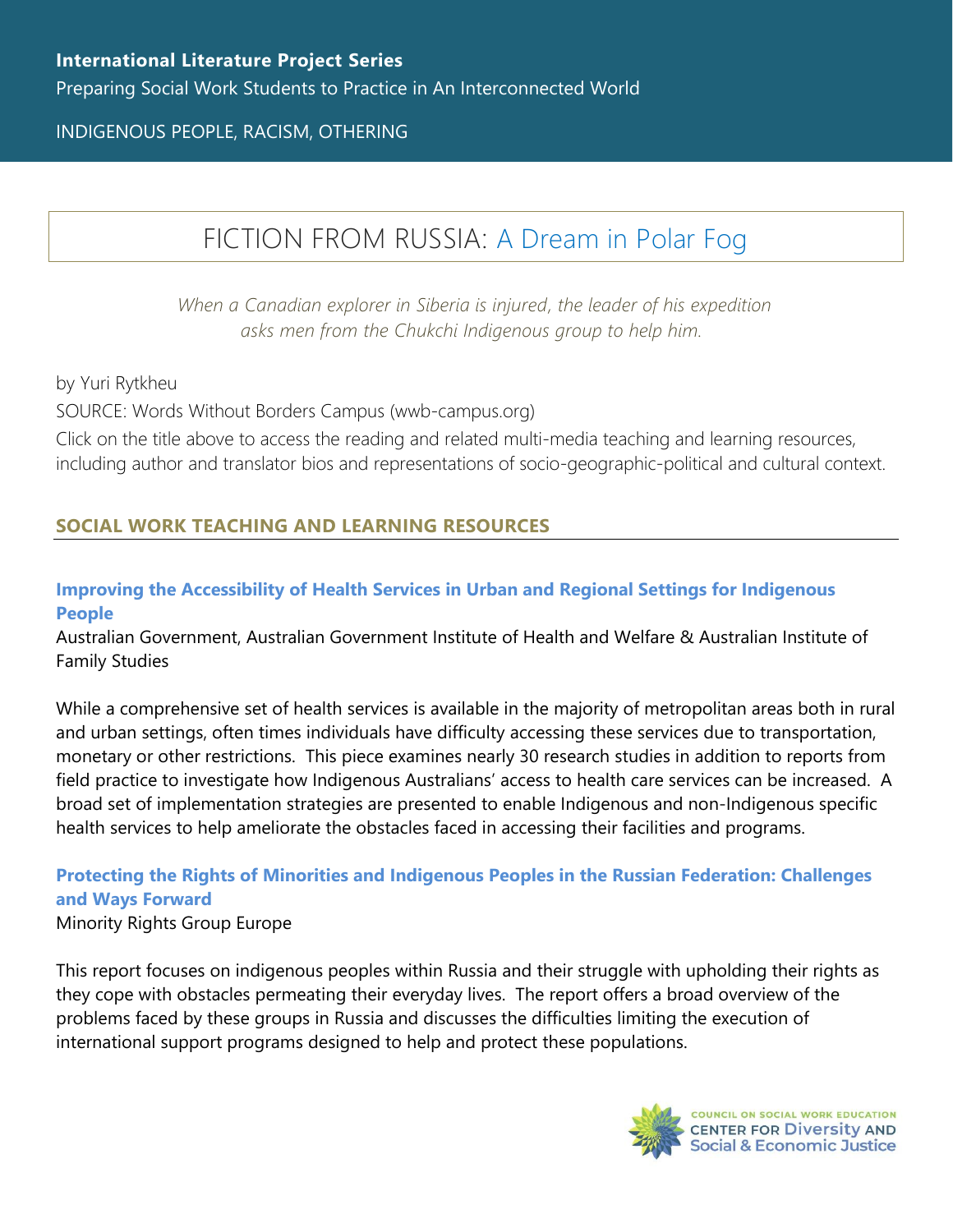**International Literature Project Series**

Preparing Social Work Students to Practice in An Interconnected World

INDIGENOUS PEOPLE, RACISM, OTHERING

# FICTION FROM RUSSIA: A Dream in Polar Fog

*When a Canadian explorer in Siberia is injured, the leader of his expedition asks men from the Chukchi Indigenous group to help him.*

by Yuri Rytkheu

SOURCE: Words Without Borders Campus (wwb-campus.org)

Click on the title above to access the reading and related multi-media teaching and learning resources, including author and translator bios and representations of socio-geographic-political and cultural context.

## SOCIAL WORK TEACHING AND LEARNING RESOURCES

### Improving the Accessibility of Health Services in Urban and Regional Settings for Indigenous People

Australian Government, Australian Government Institute of Health and Welfare & Australian Institute of Family Studies

While a comprehensive set of health services is available in the majority of metropolitan areas both in rural and urban settings, often times individuals have difficulty accessing these services due to transportation, monetary or other restrictions. This piece examines nearly 30 research studies in addition to reports from field practice to investigate how Indigenous Australians' access to health care services can be increased. A broad set of implementation strategies are presented to enable Indigenous and non-Indigenous specific health services to help ameliorate the obstacles faced in accessing their facilities and programs.

### Protecting the Rights of Minorities and Indigenous Peoples in the Russian Federation: Challenges and Ways Forward

Minority Rights Group Europe

This report focuses on indigenous peoples within Russia and their struggle with upholding their rights as they cope with obstacles permeating their everyday lives. The report offers a broad overview of the problems faced by these groups in Russia and discusses the difficulties limiting the execution of international support programs designed to help and protect these populations.

COUNCIL ON SOCIAL WORK EDUCATION
CENTER FOR Diversity AND Social & Economic Justice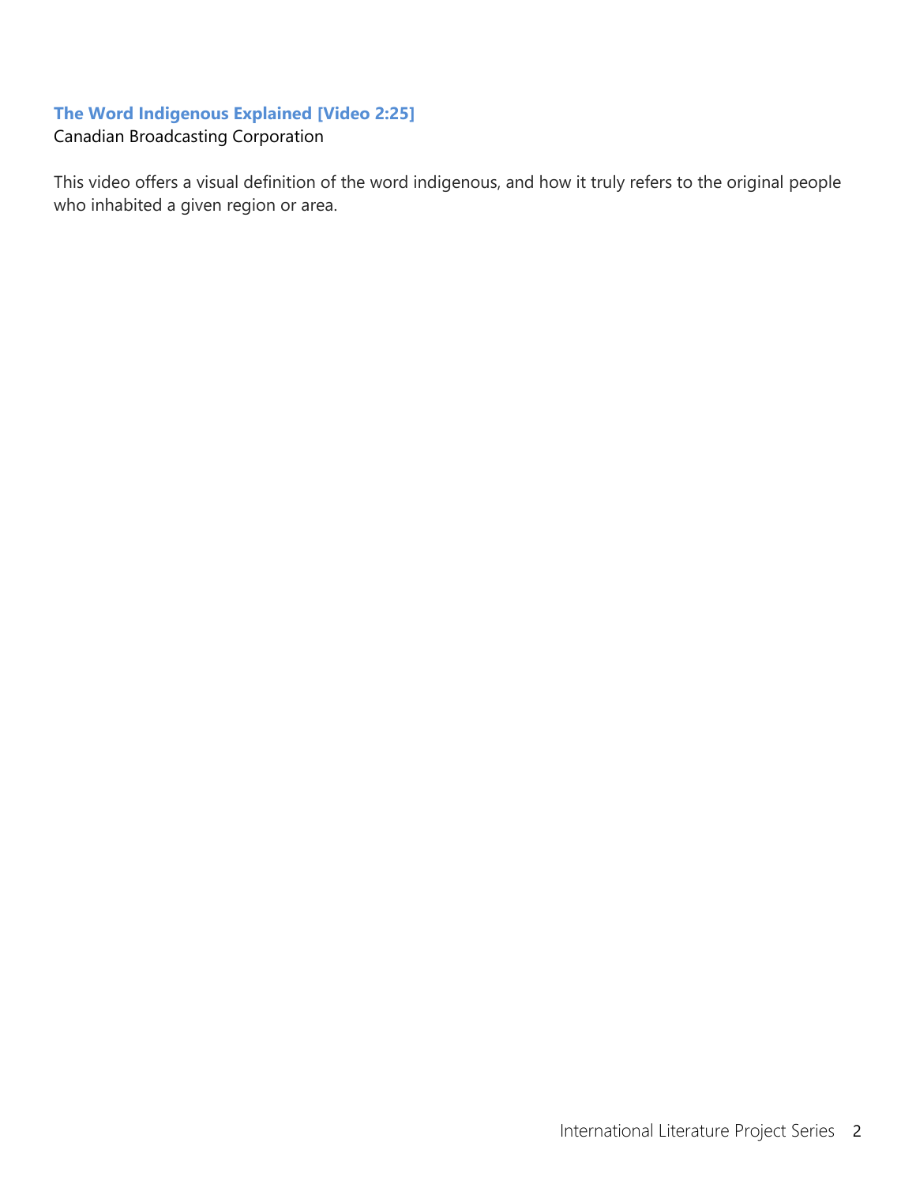**The Word Indigenous Explained [Video 2:25]**
Canadian Broadcasting Corporation

This video offers a visual definition of the word indigenous, and how it truly refers to the original people who inhabited a given region or area.